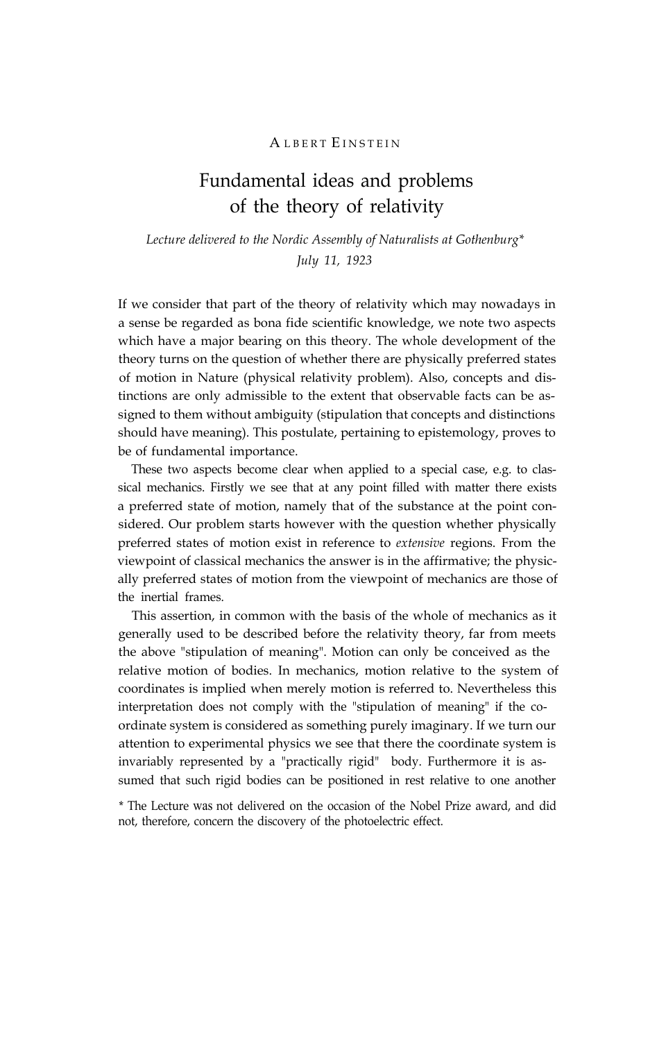ALBERT EINSTEIN

# Fundamental ideas and problems of the theory of relativity

*Lecture delivered to the Nordic Assembly of Naturalists at Gothenburg\**
*July 11, 1923*

If we consider that part of the theory of relativity which may nowadays in a sense be regarded as bona fide scientific knowledge, we note two aspects which have a major bearing on this theory. The whole development of the theory turns on the question of whether there are physically preferred states of motion in Nature (physical relativity problem). Also, concepts and distinctions are only admissible to the extent that observable facts can be assigned to them without ambiguity (stipulation that concepts and distinctions should have meaning). This postulate, pertaining to epistemology, proves to be of fundamental importance.

These two aspects become clear when applied to a special case, e.g. to classical mechanics. Firstly we see that at any point filled with matter there exists a preferred state of motion, namely that of the substance at the point considered. Our problem starts however with the question whether physically preferred states of motion exist in reference to *extensive* regions. From the viewpoint of classical mechanics the answer is in the affirmative; the physically preferred states of motion from the viewpoint of mechanics are those of the inertial frames.

This assertion, in common with the basis of the whole of mechanics as it generally used to be described before the relativity theory, far from meets the above "stipulation of meaning". Motion can only be conceived as the relative motion of bodies. In mechanics, motion relative to the system of coordinates is implied when merely motion is referred to. Nevertheless this interpretation does not comply with the "stipulation of meaning" if the coordinate system is considered as something purely imaginary. If we turn our attention to experimental physics we see that there the coordinate system is invariably represented by a "practically rigid" body. Furthermore it is assumed that such rigid bodies can be positioned in rest relative to one another

\* The Lecture was not delivered on the occasion of the Nobel Prize award, and did not, therefore, concern the discovery of the photoelectric effect.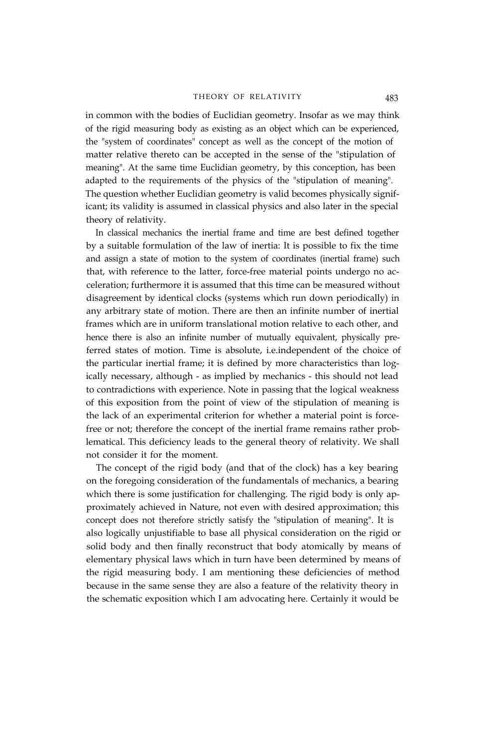in common with the bodies of Euclidian geometry. Insofar as we may think of the rigid measuring body as existing as an object which can be experienced, the "system of coordinates" concept as well as the concept of the motion of matter relative thereto can be accepted in the sense of the "stipulation of meaning". At the same time Euclidian geometry, by this conception, has been adapted to the requirements of the physics of the "stipulation of meaning". The question whether Euclidian geometry is valid becomes physically significant; its validity is assumed in classical physics and also later in the special theory of relativity.

In classical mechanics the inertial frame and time are best defined together by a suitable formulation of the law of inertia: It is possible to fix the time and assign a state of motion to the system of coordinates (inertial frame) such that, with reference to the latter, force-free material points undergo no acceleration; furthermore it is assumed that this time can be measured without disagreement by identical clocks (systems which run down periodically) in any arbitrary state of motion. There are then an infinite number of inertial frames which are in uniform translational motion relative to each other, and hence there is also an infinite number of mutually equivalent, physically preferred states of motion. Time is absolute, i.e.independent of the choice of the particular inertial frame; it is defined by more characteristics than logically necessary, although - as implied by mechanics - this should not lead to contradictions with experience. Note in passing that the logical weakness of this exposition from the point of view of the stipulation of meaning is the lack of an experimental criterion for whether a material point is force-free or not; therefore the concept of the inertial frame remains rather problematical. This deficiency leads to the general theory of relativity. We shall not consider it for the moment.

The concept of the rigid body (and that of the clock) has a key bearing on the foregoing consideration of the fundamentals of mechanics, a bearing which there is some justification for challenging. The rigid body is only approximately achieved in Nature, not even with desired approximation; this concept does not therefore strictly satisfy the "stipulation of meaning". It is also logically unjustifiable to base all physical consideration on the rigid or solid body and then finally reconstruct that body atomically by means of elementary physical laws which in turn have been determined by means of the rigid measuring body. I am mentioning these deficiencies of method because in the same sense they are also a feature of the relativity theory in the schematic exposition which I am advocating here. Certainly it would be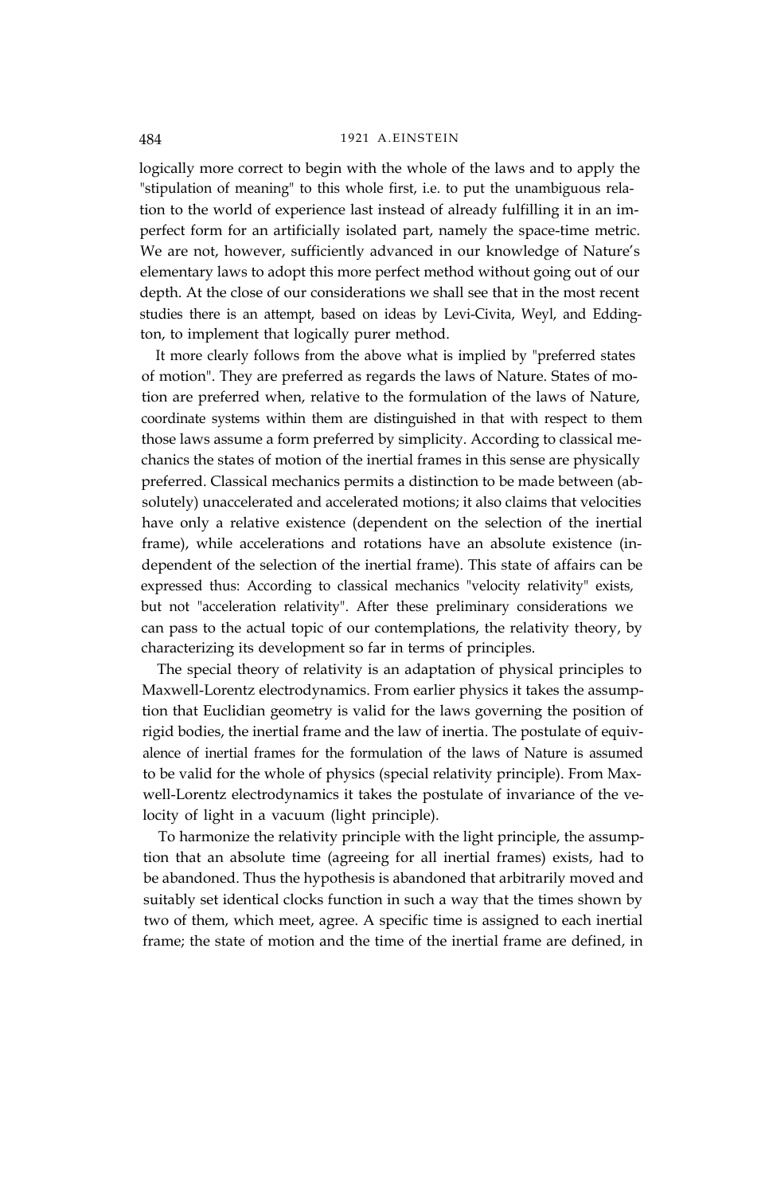logically more correct to begin with the whole of the laws and to apply the "stipulation of meaning" to this whole first, i.e. to put the unambiguous relation to the world of experience last instead of already fulfilling it in an imperfect form for an artificially isolated part, namely the space-time metric. We are not, however, sufficiently advanced in our knowledge of Nature's elementary laws to adopt this more perfect method without going out of our depth. At the close of our considerations we shall see that in the most recent studies there is an attempt, based on ideas by Levi-Civita, Weyl, and Eddington, to implement that logically purer method.

It more clearly follows from the above what is implied by "preferred states of motion". They are preferred as regards the laws of Nature. States of motion are preferred when, relative to the formulation of the laws of Nature, coordinate systems within them are distinguished in that with respect to them those laws assume a form preferred by simplicity. According to classical mechanics the states of motion of the inertial frames in this sense are physically preferred. Classical mechanics permits a distinction to be made between (absolutely) unaccelerated and accelerated motions; it also claims that velocities have only a relative existence (dependent on the selection of the inertial frame), while accelerations and rotations have an absolute existence (independent of the selection of the inertial frame). This state of affairs can be expressed thus: According to classical mechanics "velocity relativity" exists, but not "acceleration relativity". After these preliminary considerations we can pass to the actual topic of our contemplations, the relativity theory, by characterizing its development so far in terms of principles.

The special theory of relativity is an adaptation of physical principles to Maxwell-Lorentz electrodynamics. From earlier physics it takes the assumption that Euclidian geometry is valid for the laws governing the position of rigid bodies, the inertial frame and the law of inertia. The postulate of equivalence of inertial frames for the formulation of the laws of Nature is assumed to be valid for the whole of physics (special relativity principle). From Maxwell-Lorentz electrodynamics it takes the postulate of invariance of the velocity of light in a vacuum (light principle).

To harmonize the relativity principle with the light principle, the assumption that an absolute time (agreeing for all inertial frames) exists, had to be abandoned. Thus the hypothesis is abandoned that arbitrarily moved and suitably set identical clocks function in such a way that the times shown by two of them, which meet, agree. A specific time is assigned to each inertial frame; the state of motion and the time of the inertial frame are defined, in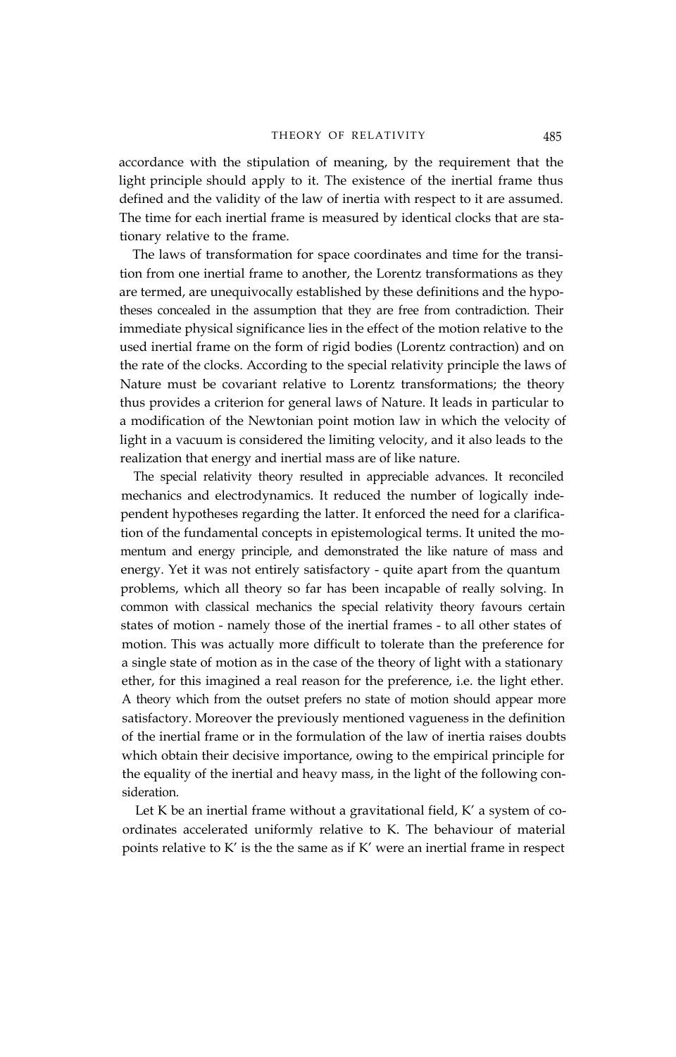accordance with the stipulation of meaning, by the requirement that the light principle should apply to it. The existence of the inertial frame thus defined and the validity of the law of inertia with respect to it are assumed. The time for each inertial frame is measured by identical clocks that are stationary relative to the frame.

The laws of transformation for space coordinates and time for the transition from one inertial frame to another, the Lorentz transformations as they are termed, are unequivocally established by these definitions and the hypotheses concealed in the assumption that they are free from contradiction. Their immediate physical significance lies in the effect of the motion relative to the used inertial frame on the form of rigid bodies (Lorentz contraction) and on the rate of the clocks. According to the special relativity principle the laws of Nature must be covariant relative to Lorentz transformations; the theory thus provides a criterion for general laws of Nature. It leads in particular to a modification of the Newtonian point motion law in which the velocity of light in a vacuum is considered the limiting velocity, and it also leads to the realization that energy and inertial mass are of like nature.

The special relativity theory resulted in appreciable advances. It reconciled mechanics and electrodynamics. It reduced the number of logically independent hypotheses regarding the latter. It enforced the need for a clarification of the fundamental concepts in epistemological terms. It united the momentum and energy principle, and demonstrated the like nature of mass and energy. Yet it was not entirely satisfactory - quite apart from the quantum problems, which all theory so far has been incapable of really solving. In common with classical mechanics the special relativity theory favours certain states of motion - namely those of the inertial frames - to all other states of motion. This was actually more difficult to tolerate than the preference for a single state of motion as in the case of the theory of light with a stationary ether, for this imagined a real reason for the preference, i.e. the light ether. A theory which from the outset prefers no state of motion should appear more satisfactory. Moreover the previously mentioned vagueness in the definition of the inertial frame or in the formulation of the law of inertia raises doubts which obtain their decisive importance, owing to the empirical principle for the equality of the inertial and heavy mass, in the light of the following consideration.

Let K be an inertial frame without a gravitational field, K′ a system of coordinates accelerated uniformly relative to K. The behaviour of material points relative to K′ is the the same as if K′ were an inertial frame in respect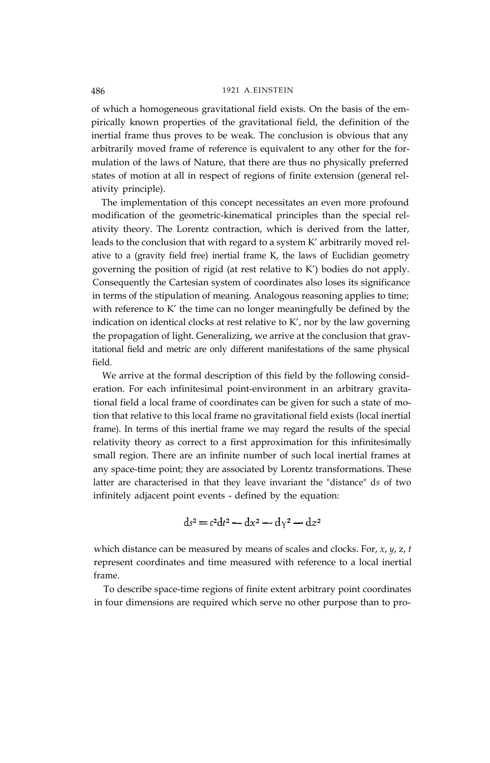of which a homogeneous gravitational field exists. On the basis of the empirically known properties of the gravitational field, the definition of the inertial frame thus proves to be weak. The conclusion is obvious that any arbitrarily moved frame of reference is equivalent to any other for the formulation of the laws of Nature, that there are thus no physically preferred states of motion at all in respect of regions of finite extension (general relativity principle).

The implementation of this concept necessitates an even more profound modification of the geometric-kinematical principles than the special relativity theory. The Lorentz contraction, which is derived from the latter, leads to the conclusion that with regard to a system K' arbitrarily moved relative to a (gravity field free) inertial frame K, the laws of Euclidian geometry governing the position of rigid (at rest relative to K') bodies do not apply. Consequently the Cartesian system of coordinates also loses its significance in terms of the stipulation of meaning. Analogous reasoning applies to time; with reference to K' the time can no longer meaningfully be defined by the indication on identical clocks at rest relative to K', nor by the law governing the propagation of light. Generalizing, we arrive at the conclusion that gravitational field and metric are only different manifestations of the same physical field.

We arrive at the formal description of this field by the following consideration. For each infinitesimal point-environment in an arbitrary gravitational field a local frame of coordinates can be given for such a state of motion that relative to this local frame no gravitational field exists (local inertial frame). In terms of this inertial frame we may regard the results of the special relativity theory as correct to a first approximation for this infinitesimally small region. There are an infinite number of such local inertial frames at any space-time point; they are associated by Lorentz transformations. These latter are characterised in that they leave invariant the "distance" $ds$ of two infinitely adjacent point events - defined by the equation:

$$ds^2 = c^2dt^2 - dx^2 - dy^2 - dz^2$$

which distance can be measured by means of scales and clocks. For, $x$, $y$, $z$, $t$ represent coordinates and time measured with reference to a local inertial frame.

To describe space-time regions of finite extent arbitrary point coordinates in four dimensions are required which serve no other purpose than to pro-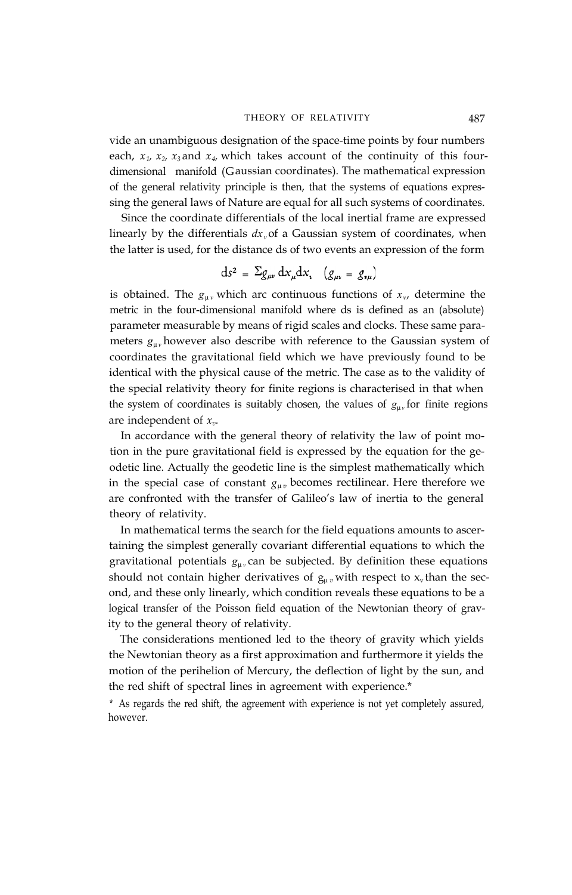vide an unambiguous designation of the space-time points by four numbers each, $x_1$, $x_2$, $x_3$ and $x_4$, which takes account of the continuity of this four-dimensional manifold (Gaussian coordinates). The mathematical expression of the general relativity principle is then, that the systems of equations expressing the general laws of Nature are equal for all such systems of coordinates.

Since the coordinate differentials of the local inertial frame are expressed linearly by the differentials $dx_\nu$ of a Gaussian system of coordinates, when the latter is used, for the distance ds of two events an expression of the form

$$ds^2 = \Sigma g_{\mu\nu}\, dx_\mu dx_\nu \quad (g_{\mu\nu} = g_{\nu\mu})$$

is obtained. The $g_{\mu\nu}$ which arc continuous functions of $x_\nu$, determine the metric in the four-dimensional manifold where ds is defined as an (absolute) parameter measurable by means of rigid scales and clocks. These same parameters $g_{\mu\nu}$ however also describe with reference to the Gaussian system of coordinates the gravitational field which we have previously found to be identical with the physical cause of the metric. The case as to the validity of the special relativity theory for finite regions is characterised in that when the system of coordinates is suitably chosen, the values of $g_{\mu\nu}$ for finite regions are independent of $x_\nu$.

In accordance with the general theory of relativity the law of point motion in the pure gravitational field is expressed by the equation for the geodetic line. Actually the geodetic line is the simplest mathematically which in the special case of constant $g_{\mu\nu}$ becomes rectilinear. Here therefore we are confronted with the transfer of Galileo's law of inertia to the general theory of relativity.

In mathematical terms the search for the field equations amounts to ascertaining the simplest generally covariant differential equations to which the gravitational potentials $g_{\mu\nu}$ can be subjected. By definition these equations should not contain higher derivatives of $g_{\mu\nu}$ with respect to $x_\nu$ than the second, and these only linearly, which condition reveals these equations to be a logical transfer of the Poisson field equation of the Newtonian theory of gravity to the general theory of relativity.

The considerations mentioned led to the theory of gravity which yields the Newtonian theory as a first approximation and furthermore it yields the motion of the perihelion of Mercury, the deflection of light by the sun, and the red shift of spectral lines in agreement with experience.*

\* As regards the red shift, the agreement with experience is not yet completely assured, however.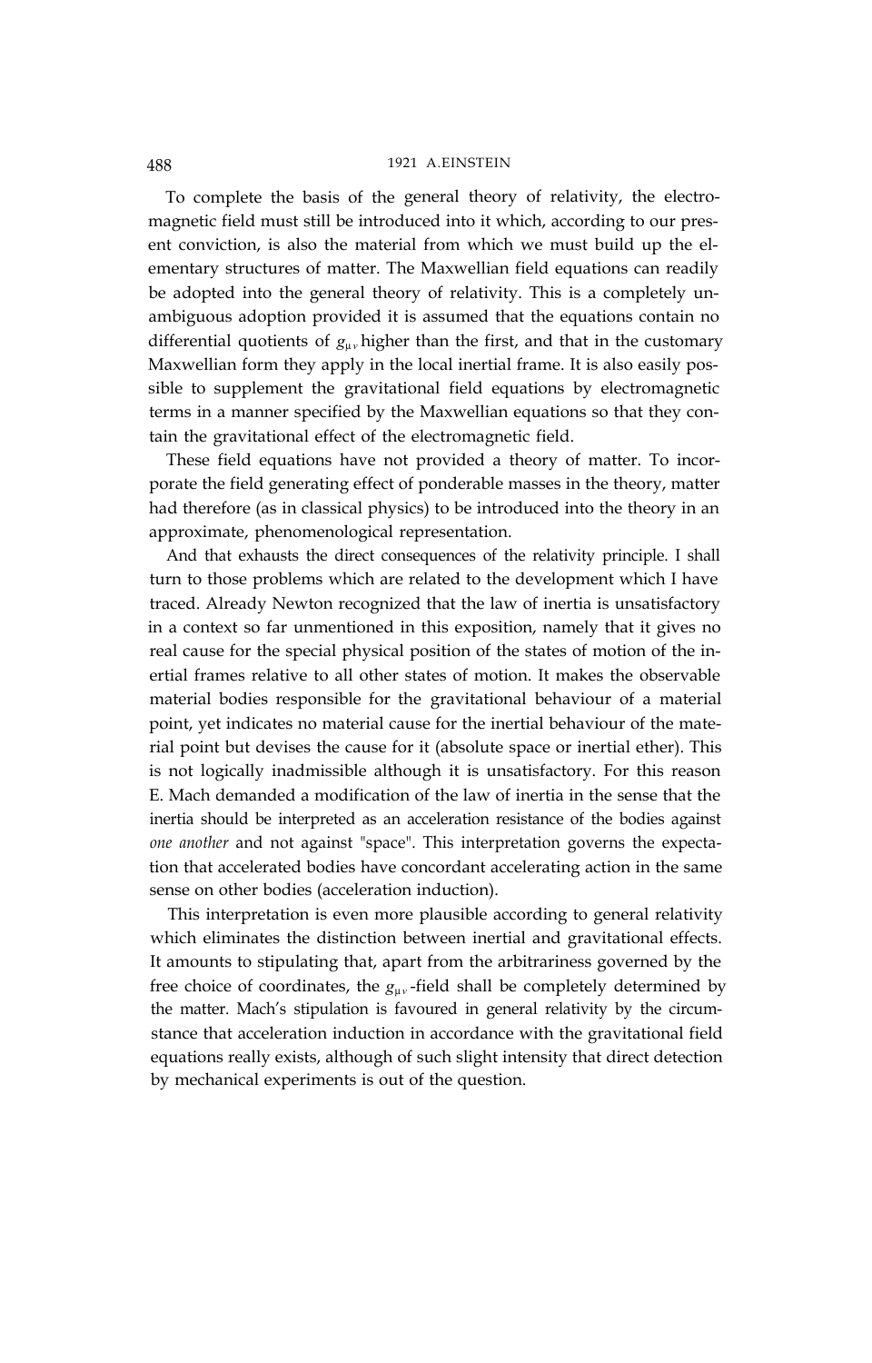To complete the basis of the general theory of relativity, the electromagnetic field must still be introduced into it which, according to our present conviction, is also the material from which we must build up the elementary structures of matter. The Maxwellian field equations can readily be adopted into the general theory of relativity. This is a completely unambiguous adoption provided it is assumed that the equations contain no differential quotients of $g_{\mu\nu}$ higher than the first, and that in the customary Maxwellian form they apply in the local inertial frame. It is also easily possible to supplement the gravitational field equations by electromagnetic terms in a manner specified by the Maxwellian equations so that they contain the gravitational effect of the electromagnetic field.

These field equations have not provided a theory of matter. To incorporate the field generating effect of ponderable masses in the theory, matter had therefore (as in classical physics) to be introduced into the theory in an approximate, phenomenological representation.

And that exhausts the direct consequences of the relativity principle. I shall turn to those problems which are related to the development which I have traced. Already Newton recognized that the law of inertia is unsatisfactory in a context so far unmentioned in this exposition, namely that it gives no real cause for the special physical position of the states of motion of the inertial frames relative to all other states of motion. It makes the observable material bodies responsible for the gravitational behaviour of a material point, yet indicates no material cause for the inertial behaviour of the material point but devises the cause for it (absolute space or inertial ether). This is not logically inadmissible although it is unsatisfactory. For this reason E. Mach demanded a modification of the law of inertia in the sense that the inertia should be interpreted as an acceleration resistance of the bodies against *one another* and not against "space". This interpretation governs the expectation that accelerated bodies have concordant accelerating action in the same sense on other bodies (acceleration induction).

This interpretation is even more plausible according to general relativity which eliminates the distinction between inertial and gravitational effects. It amounts to stipulating that, apart from the arbitrariness governed by the free choice of coordinates, the $g_{\mu\nu}$-field shall be completely determined by the matter. Mach's stipulation is favoured in general relativity by the circumstance that acceleration induction in accordance with the gravitational field equations really exists, although of such slight intensity that direct detection by mechanical experiments is out of the question.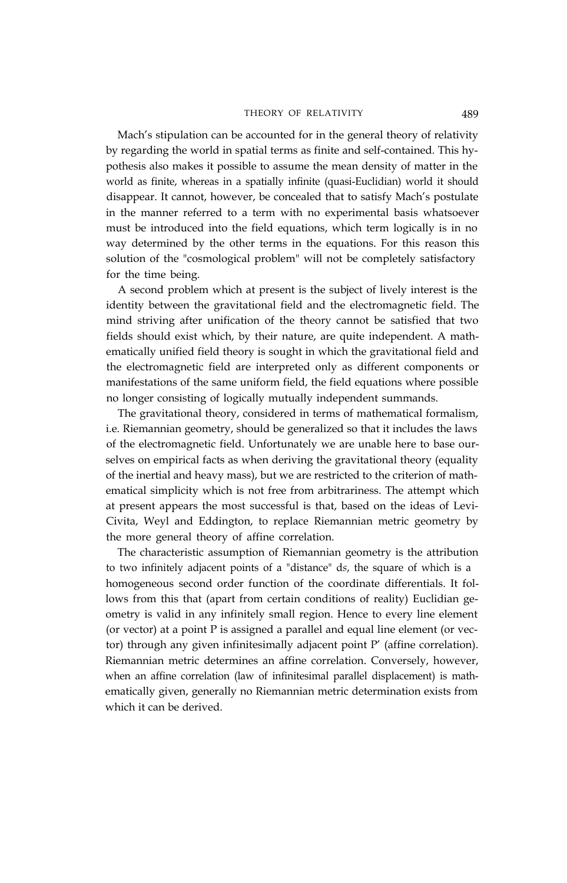Mach's stipulation can be accounted for in the general theory of relativity by regarding the world in spatial terms as finite and self-contained. This hypothesis also makes it possible to assume the mean density of matter in the world as finite, whereas in a spatially infinite (quasi-Euclidian) world it should disappear. It cannot, however, be concealed that to satisfy Mach's postulate in the manner referred to a term with no experimental basis whatsoever must be introduced into the field equations, which term logically is in no way determined by the other terms in the equations. For this reason this solution of the "cosmological problem" will not be completely satisfactory for the time being.

A second problem which at present is the subject of lively interest is the identity between the gravitational field and the electromagnetic field. The mind striving after unification of the theory cannot be satisfied that two fields should exist which, by their nature, are quite independent. A mathematically unified field theory is sought in which the gravitational field and the electromagnetic field are interpreted only as different components or manifestations of the same uniform field, the field equations where possible no longer consisting of logically mutually independent summands.

The gravitational theory, considered in terms of mathematical formalism, i.e. Riemannian geometry, should be generalized so that it includes the laws of the electromagnetic field. Unfortunately we are unable here to base ourselves on empirical facts as when deriving the gravitational theory (equality of the inertial and heavy mass), but we are restricted to the criterion of mathematical simplicity which is not free from arbitrariness. The attempt which at present appears the most successful is that, based on the ideas of Levi-Civita, Weyl and Eddington, to replace Riemannian metric geometry by the more general theory of affine correlation.

The characteristic assumption of Riemannian geometry is the attribution to two infinitely adjacent points of a "distance" $ds$, the square of which is a homogeneous second order function of the coordinate differentials. It follows from this that (apart from certain conditions of reality) Euclidian geometry is valid in any infinitely small region. Hence to every line element (or vector) at a point P is assigned a parallel and equal line element (or vector) through any given infinitesimally adjacent point P′ (affine correlation). Riemannian metric determines an affine correlation. Conversely, however, when an affine correlation (law of infinitesimal parallel displacement) is mathematically given, generally no Riemannian metric determination exists from which it can be derived.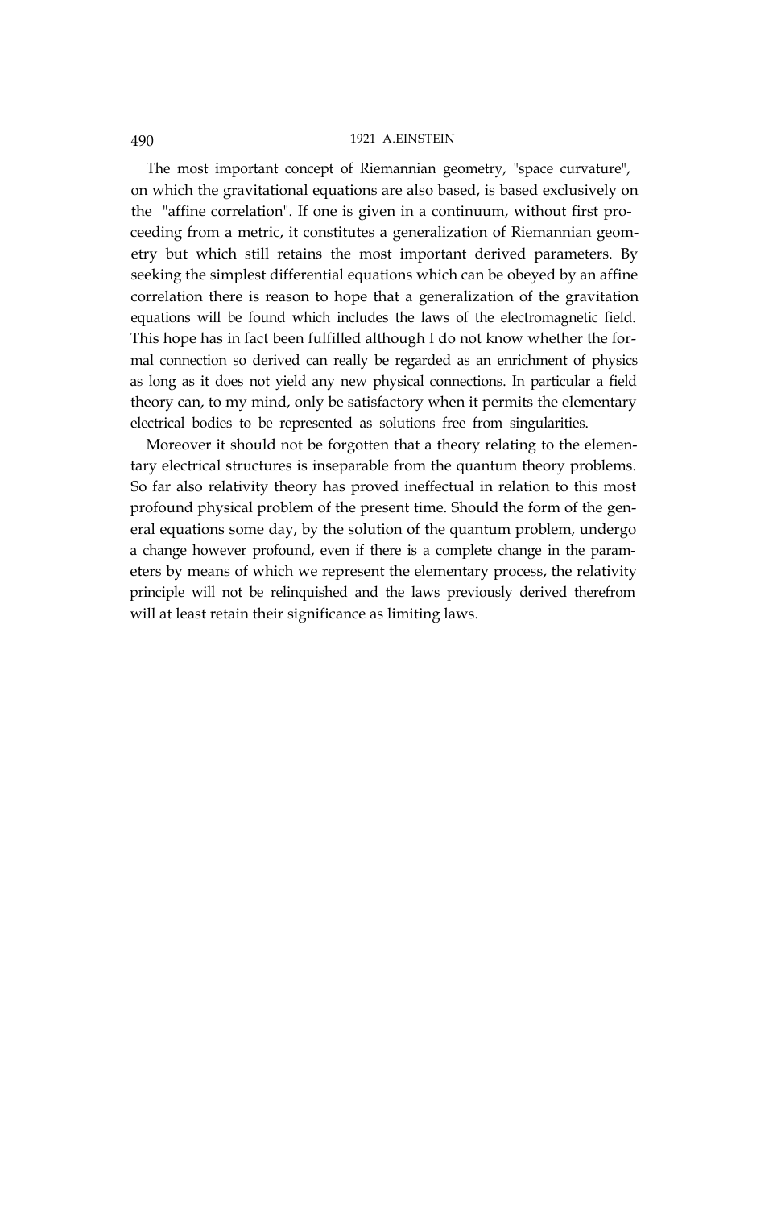The most important concept of Riemannian geometry, "space curvature", on which the gravitational equations are also based, is based exclusively on the "affine correlation". If one is given in a continuum, without first proceeding from a metric, it constitutes a generalization of Riemannian geometry but which still retains the most important derived parameters. By seeking the simplest differential equations which can be obeyed by an affine correlation there is reason to hope that a generalization of the gravitation equations will be found which includes the laws of the electromagnetic field. This hope has in fact been fulfilled although I do not know whether the formal connection so derived can really be regarded as an enrichment of physics as long as it does not yield any new physical connections. In particular a field theory can, to my mind, only be satisfactory when it permits the elementary electrical bodies to be represented as solutions free from singularities.

Moreover it should not be forgotten that a theory relating to the elementary electrical structures is inseparable from the quantum theory problems. So far also relativity theory has proved ineffectual in relation to this most profound physical problem of the present time. Should the form of the general equations some day, by the solution of the quantum problem, undergo a change however profound, even if there is a complete change in the parameters by means of which we represent the elementary process, the relativity principle will not be relinquished and the laws previously derived therefrom will at least retain their significance as limiting laws.